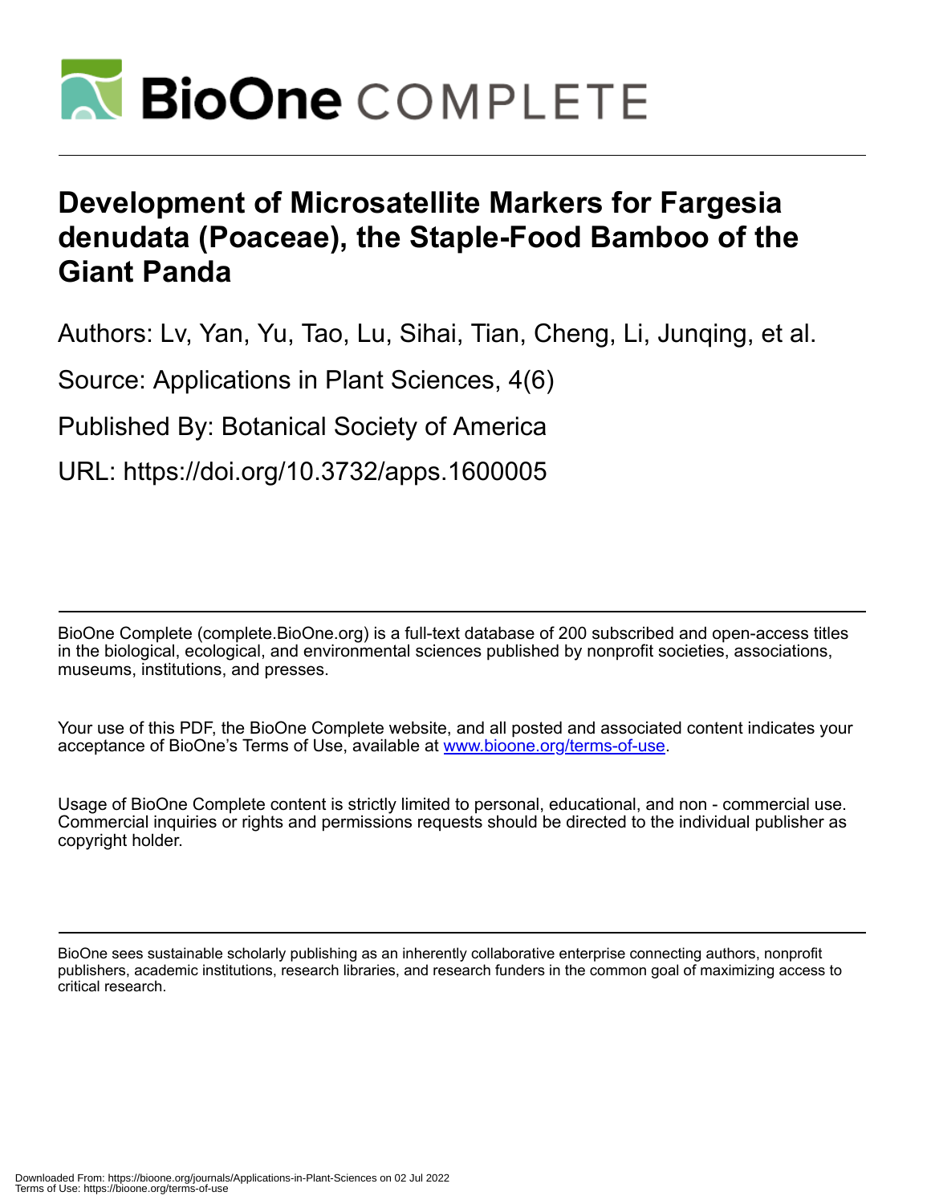# Development of Microsatellite Markers for Fargesia denudata (Poaceae), the Staple-Food Bamboo of the Giant Panda

Authors: Lv, Yan, Yu, Tao, Lu, Sihai, Tian, Cheng, Li, Junqing, et al.

Source: Applications in Plant Sciences, 4(6)

Published By: Botanical Society of America

URL: https://doi.org/10.3732/apps.1600005

BioOne Complete (complete.BioOne.org) is a full-text database of 200 subscribed and open-access titles in the biological, ecological, and environmental sciences published by nonprofit societies, associations, museums, institutions, and presses.

Your use of this PDF, the BioOne Complete website, and all posted and associated content indicates your acceptance of BioOne's Terms of Use, available at www.bioone.org/terms-of-use.

Usage of BioOne Complete content is strictly limited to personal, educational, and non - commercial use. Commercial inquiries or rights and permissions requests should be directed to the individual publisher as copyright holder.

BioOne sees sustainable scholarly publishing as an inherently collaborative enterprise connecting authors, nonprofit publishers, academic institutions, research libraries, and research funders in the common goal of maximizing access to critical research.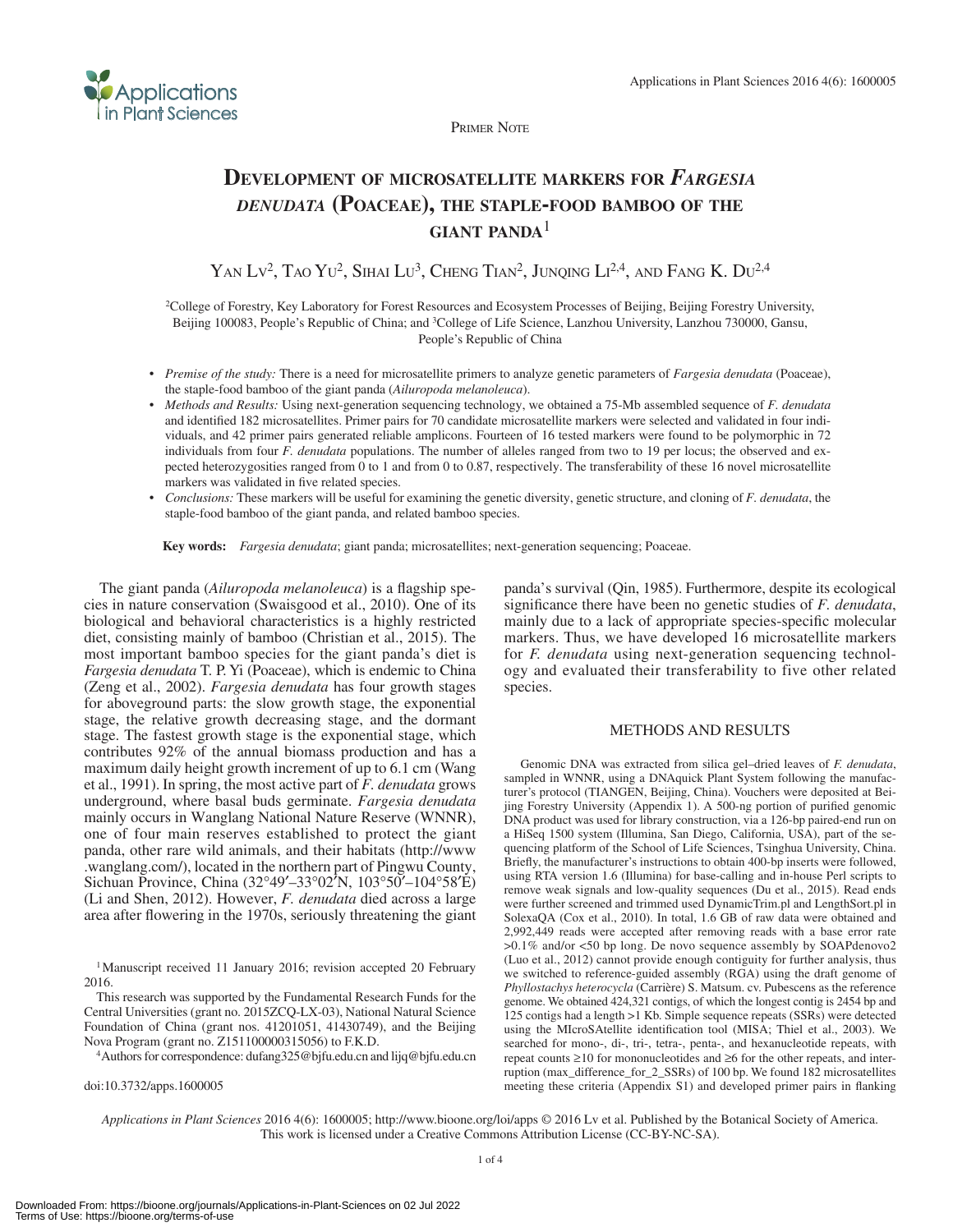Primer Note

# Development of microsatellite markers for *Fargesia denudata* (Poaceae), the staple-food bamboo of the giant panda[1]

Yan Lv[2], Tao Yu[2], Sihai Lu[3], Cheng Tian[2], Junqing Li[2,4], and Fang K. Du[2,4]

[2]College of Forestry, Key Laboratory for Forest Resources and Ecosystem Processes of Beijing, Beijing Forestry University, Beijing 100083, People's Republic of China; and [3]College of Life Science, Lanzhou University, Lanzhou 730000, Gansu, People's Republic of China

- *Premise of the study:* There is a need for microsatellite primers to analyze genetic parameters of *Fargesia denudata* (Poaceae), the staple-food bamboo of the giant panda (*Ailuropoda melanoleuca*).
- *Methods and Results:* Using next-generation sequencing technology, we obtained a 75-Mb assembled sequence of *F. denudata* and identified 182 microsatellites. Primer pairs for 70 candidate microsatellite markers were selected and validated in four individuals, and 42 primer pairs generated reliable amplicons. Fourteen of 16 tested markers were found to be polymorphic in 72 individuals from four *F. denudata* populations. The number of alleles ranged from two to 19 per locus; the observed and expected heterozygosities ranged from 0 to 1 and from 0 to 0.87, respectively. The transferability of these 16 novel microsatellite markers was validated in five related species.
- *Conclusions:* These markers will be useful for examining the genetic diversity, genetic structure, and cloning of *F. denudata*, the staple-food bamboo of the giant panda, and related bamboo species.

**Key words:** *Fargesia denudata*; giant panda; microsatellites; next-generation sequencing; Poaceae.

The giant panda (*Ailuropoda melanoleuca*) is a flagship species in nature conservation (Swaisgood et al., 2010). One of its biological and behavioral characteristics is a highly restricted diet, consisting mainly of bamboo (Christian et al., 2015). The most important bamboo species for the giant panda's diet is *Fargesia denudata* T. P. Yi (Poaceae), which is endemic to China (Zeng et al., 2002). *Fargesia denudata* has four growth stages for aboveground parts: the slow growth stage, the exponential stage, the relative growth decreasing stage, and the dormant stage. The fastest growth stage is the exponential stage, which contributes 92% of the annual biomass production and has a maximum daily height growth increment of up to 6.1 cm (Wang et al., 1991). In spring, the most active part of *F. denudata* grows underground, where basal buds germinate. *Fargesia denudata* mainly occurs in Wanglang National Nature Reserve (WNNR), one of four main reserves established to protect the giant panda, other rare wild animals, and their habitats (http://www.wanglang.com/), located in the northern part of Pingwu County, Sichuan Province, China (32°49′–33°02′N, 103°50′–104°58′E) (Li and Shen, 2012). However, *F. denudata* died across a large area after flowering in the 1970s, seriously threatening the giant panda's survival (Qin, 1985). Furthermore, despite its ecological significance there have been no genetic studies of *F. denudata*, mainly due to a lack of appropriate species-specific molecular markers. Thus, we have developed 16 microsatellite markers for *F. denudata* using next-generation sequencing technology and evaluated their transferability to five other related species.

## Methods and Results

Genomic DNA was extracted from silica gel–dried leaves of *F. denudata*, sampled in WNNR, using a DNAquick Plant System following the manufacturer's protocol (TIANGEN, Beijing, China). Vouchers were deposited at Beijing Forestry University (Appendix 1). A 500-ng portion of purified genomic DNA product was used for library construction, via a 126-bp paired-end run on a HiSeq 1500 system (Illumina, San Diego, California, USA), part of the sequencing platform of the School of Life Sciences, Tsinghua University, China. Briefly, the manufacturer's instructions to obtain 400-bp inserts were followed, using RTA version 1.6 (Illumina) for base-calling and in-house Perl scripts to remove weak signals and low-quality sequences (Du et al., 2015). Read ends were further screened and trimmed used DynamicTrim.pl and LengthSort.pl in SolexaQA (Cox et al., 2010). In total, 1.6 GB of raw data were obtained and 2,992,449 reads were accepted after removing reads with a base error rate >0.1% and/or <50 bp long. De novo sequence assembly by SOAPdenovo2 (Luo et al., 2012) cannot provide enough contiguity for further analysis, thus we switched to reference-guided assembly (RGA) using the draft genome of *Phyllostachys heterocycla* (Carrière) S. Matsum. cv. Pubescens as the reference genome. We obtained 424,321 contigs, of which the longest contig is 2454 bp and 125 contigs had a length >1 Kb. Simple sequence repeats (SSRs) were detected using the MIcroSAtellite identification tool (MISA; Thiel et al., 2003). We searched for mono-, di-, tri-, tetra-, penta-, and hexanucleotide repeats, with repeat counts ≥10 for mononucleotides and ≥6 for the other repeats, and interruption (max_difference_for_2_SSRs) of 100 bp. We found 182 microsatellites meeting these criteria (Appendix S1) and developed primer pairs in flanking

[1]Manuscript received 11 January 2016; revision accepted 20 February 2016.

This research was supported by the Fundamental Research Funds for the Central Universities (grant no. 2015ZCQ-LX-03), National Natural Science Foundation of China (grant nos. 41201051, 41430749), and the Beijing Nova Program (grant no. Z151100000315056) to F.K.D.

[4]Authors for correspondence: dufang325@bjfu.edu.cn and lijq@bjfu.edu.cn

doi:10.3732/apps.1600005

*Applications in Plant Sciences* 2016 4(6): 1600005; http://www.bioone.org/loi/apps © 2016 Lv et al. Published by the Botanical Society of America. This work is licensed under a Creative Commons Attribution License (CC-BY-NC-SA).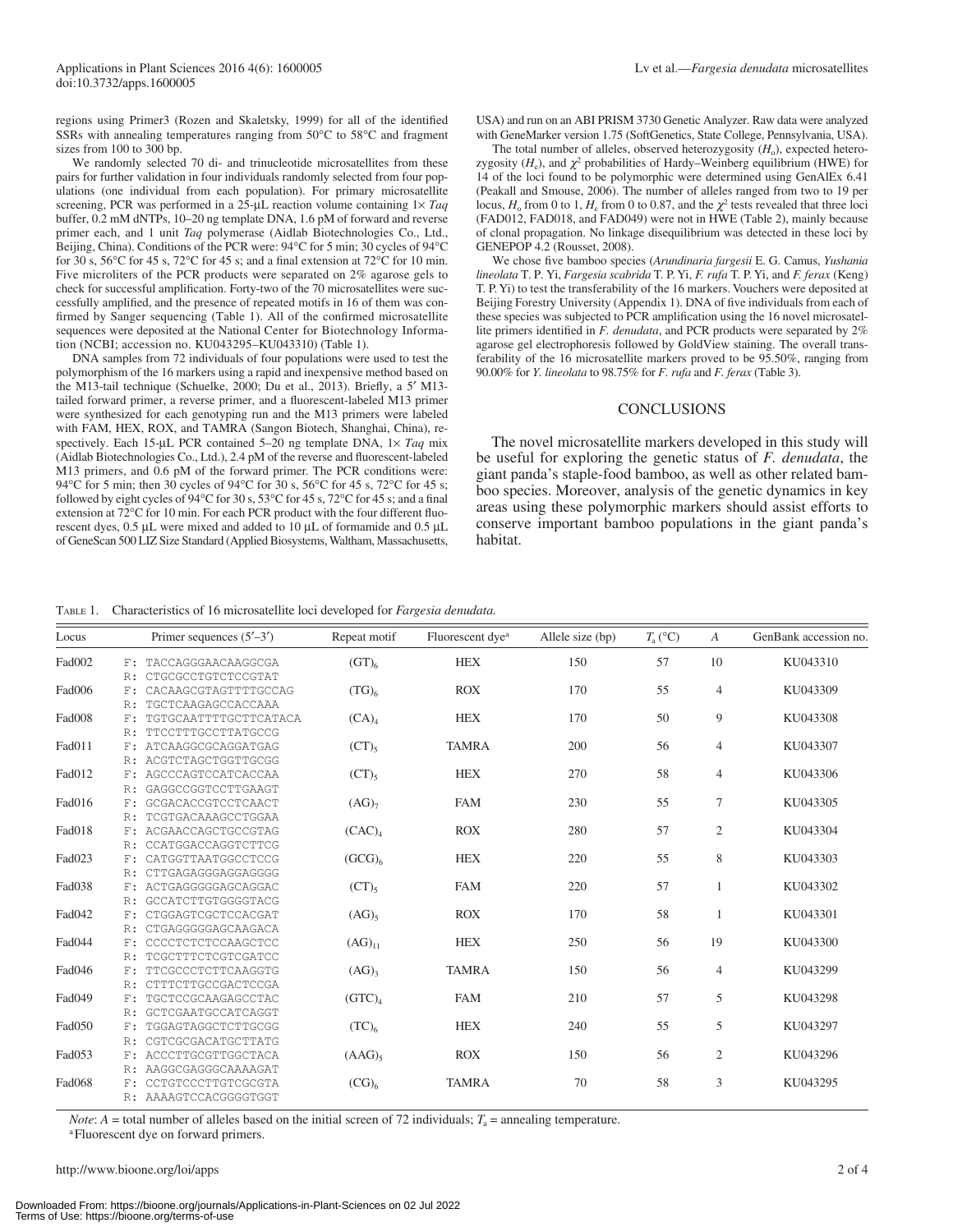regions using Primer3 (Rozen and Skaletsky, 1999) for all of the identified SSRs with annealing temperatures ranging from 50°C to 58°C and fragment sizes from 100 to 300 bp.

We randomly selected 70 di- and trinucleotide microsatellites from these pairs for further validation in four individuals randomly selected from four populations (one individual from each population). For primary microsatellite screening, PCR was performed in a 25-μL reaction volume containing 1× *Taq* buffer, 0.2 mM dNTPs, 10–20 ng template DNA, 1.6 pM of forward and reverse primer each, and 1 unit *Taq* polymerase (Aidlab Biotechnologies Co., Ltd., Beijing, China). Conditions of the PCR were: 94°C for 5 min; 30 cycles of 94°C for 30 s, 56°C for 45 s, 72°C for 45 s; and a final extension at 72°C for 10 min. Five microliters of the PCR products were separated on 2% agarose gels to check for successful amplification. Forty-two of the 70 microsatellites were successfully amplified, and the presence of repeated motifs in 16 of them was confirmed by Sanger sequencing (Table 1). All of the confirmed microsatellite sequences were deposited at the National Center for Biotechnology Information (NCBI; accession no. KU043295–KU043310) (Table 1).

DNA samples from 72 individuals of four populations were used to test the polymorphism of the 16 markers using a rapid and inexpensive method based on the M13-tail technique (Schuelke, 2000; Du et al., 2013). Briefly, a 5′ M13-tailed forward primer, a reverse primer, and a fluorescent-labeled M13 primer were synthesized for each genotyping run and the M13 primers were labeled with FAM, HEX, ROX, and TAMRA (Sangon Biotech, Shanghai, China), respectively. Each 15-μL PCR contained 5–20 ng template DNA, 1× *Taq* mix (Aidlab Biotechnologies Co., Ltd.), 2.4 pM of the reverse and fluorescent-labeled M13 primers, and 0.6 pM of the forward primer. The PCR conditions were: 94°C for 5 min; then 30 cycles of 94°C for 30 s, 56°C for 45 s, 72°C for 45 s; followed by eight cycles of 94°C for 30 s, 53°C for 45 s, 72°C for 45 s; and a final extension at 72°C for 10 min. For each PCR product with the four different fluorescent dyes, 0.5 μL were mixed and added to 10 μL of formamide and 0.5 μL of GeneScan 500 LIZ Size Standard (Applied Biosystems, Waltham, Massachusetts, USA) and run on an ABI PRISM 3730 Genetic Analyzer. Raw data were analyzed with GeneMarker version 1.75 (SoftGenetics, State College, Pennsylvania, USA).

The total number of alleles, observed heterozygosity ($H_o$), expected heterozygosity ($H_e$), and $\chi^2$ probabilities of Hardy–Weinberg equilibrium (HWE) for 14 of the loci found to be polymorphic were determined using GenAlEx 6.41 (Peakall and Smouse, 2006). The number of alleles ranged from two to 19 per locus, $H_o$ from 0 to 1, $H_e$ from 0 to 0.87, and the $\chi^2$ tests revealed that three loci (FAD012, FAD018, and FAD049) were not in HWE (Table 2), mainly because of clonal propagation. No linkage disequilibrium was detected in these loci by GENEPOP 4.2 (Rousset, 2008).

We chose five bamboo species (*Arundinaria fargesii* E. G. Camus, *Yushania lineolata* T. P. Yi, *Fargesia scabrida* T. P. Yi, *F. rufa* T. P. Yi, and *F. ferax* (Keng) T. P. Yi) to test the transferability of the 16 markers. Vouchers were deposited at Beijing Forestry University (Appendix 1). DNA of five individuals from each of these species was subjected to PCR amplification using the 16 novel microsatellite primers identified in *F. denudata*, and PCR products were separated by 2% agarose gel electrophoresis followed by GoldView staining. The overall transferability of the 16 microsatellite markers proved to be 95.50%, ranging from 90.00% for *Y. lineolata* to 98.75% for *F. rufa* and *F. ferax* (Table 3).

## CONCLUSIONS

The novel microsatellite markers developed in this study will be useful for exploring the genetic status of *F. denudata*, the giant panda's staple-food bamboo, as well as other related bamboo species. Moreover, analysis of the genetic dynamics in key areas using these polymorphic markers should assist efforts to conserve important bamboo populations in the giant panda's habitat.

Table 1. Characteristics of 16 microsatellite loci developed for *Fargesia denudata.*

| Locus | Primer sequences (5′–3′) | Repeat motif | Fluorescent dye[a] | Allele size (bp) | $T_a$ (°C) | $A$ | GenBank accession no. |
|---|---|---|---|---|---|---|---|
| Fad002 | F: TACCAGGGAACAAGGCGA<br>R: CTGCGCCTGTCTCCGTAT | $(GT)_6$ | HEX | 150 | 57 | 10 | KU043310 |
| Fad006 | F: CACAAGCGTAGTTTTGCCAG<br>R: TGCTCAAGAGCCACCAAA | $(TG)_6$ | ROX | 170 | 55 | 4 | KU043309 |
| Fad008 | F: TGTGCAATTTTGCTTCATACA<br>R: TTCCTTTGCCTTATGCCG | $(CA)_4$ | HEX | 170 | 50 | 9 | KU043308 |
| Fad011 | F: ATCAAGGCGCAGGATGAG<br>R: ACGTCTAGCTGGTTGCGG | $(CT)_5$ | TAMRA | 200 | 56 | 4 | KU043307 |
| Fad012 | F: AGCCCAGTCCATCACCAA<br>R: GAGGCCGGTCCTTGAAGT | $(CT)_5$ | HEX | 270 | 58 | 4 | KU043306 |
| Fad016 | F: GCGACACCGTCCTCAACT<br>R: TCGTGACAAAGCCTGGAA | $(AG)_7$ | FAM | 230 | 55 | 7 | KU043305 |
| Fad018 | F: ACGAACCAGCTGCCGTAG<br>R: CCATGGACCAGGTCTTCG | $(CAC)_4$ | ROX | 280 | 57 | 2 | KU043304 |
| Fad023 | F: CATGGTTAATGGCCTCCG<br>R: CTTGAGAGGGAGGAGGGG | $(GCG)_6$ | HEX | 220 | 55 | 8 | KU043303 |
| Fad038 | F: ACTGAGGGGGAGCAGGAC<br>R: GCCATCTTGTGGGGTACG | $(CT)_5$ | FAM | 220 | 57 | 1 | KU043302 |
| Fad042 | F: CTGGAGTCGCTCCACGAT<br>R: CTGAGGGGGAGCAAGACA | $(AG)_5$ | ROX | 170 | 58 | 1 | KU043301 |
| Fad044 | F: CCCCTCTCTCCAAGCTCC<br>R: TCGCTTTCTCGTCGATCC | $(AG)_{11}$ | HEX | 250 | 56 | 19 | KU043300 |
| Fad046 | F: TTCGCCCTCTTCAAGGTG<br>R: CTTTCTTGCCGACTCCGA | $(AG)_3$ | TAMRA | 150 | 56 | 4 | KU043299 |
| Fad049 | F: TGCTCCGCAAGAGCCTAC<br>R: GCTCGAATGCCATCAGGT | $(GTC)_4$ | FAM | 210 | 57 | 5 | KU043298 |
| Fad050 | F: TGGAGTAGGCTCTTGCGG<br>R: CGTCGCGACATGCTTATG | $(TC)_6$ | HEX | 240 | 55 | 5 | KU043297 |
| Fad053 | F: ACCCTTGCGTTGGCTACA<br>R: AAGGCGAGGGCAAAAGAT | $(AAG)_5$ | ROX | 150 | 56 | 2 | KU043296 |
| Fad068 | F: CCTGTCCCTTGTCGCGTA<br>R: AAAAGTCCACGGGGTGGT | $(CG)_6$ | TAMRA | 70 | 58 | 3 | KU043295 |

*Note*: $A$ = total number of alleles based on the initial screen of 72 individuals; $T_a$ = annealing temperature.

[a] Fluorescent dye on forward primers.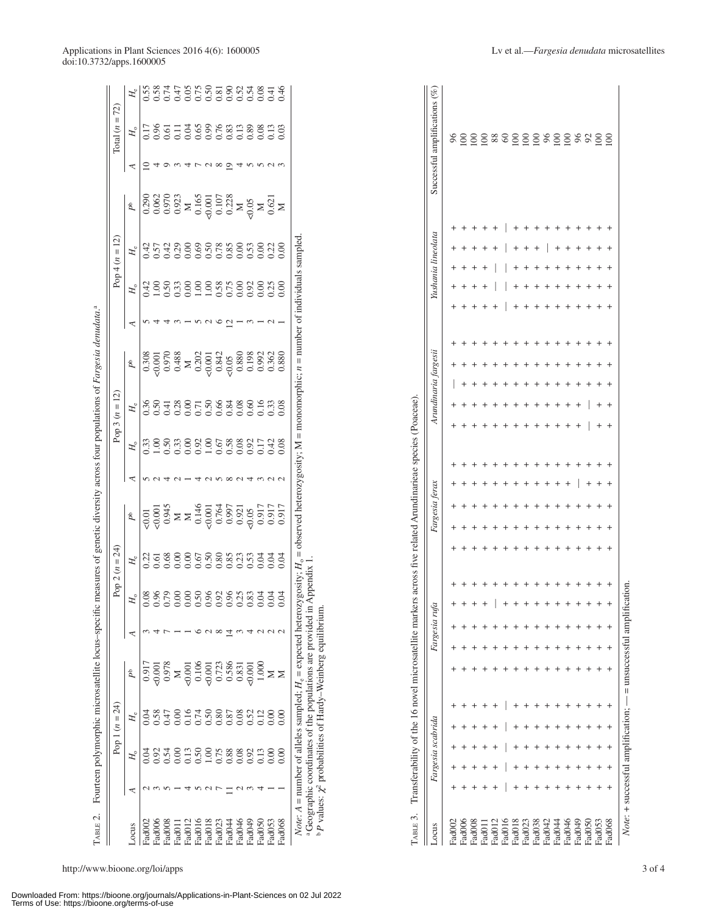TABLE 2. Fourteen polymorphic microsatellite locus–specific measures of genetic diversity across four populations of *Fargesia denudata*.[a]

| Locus | Pop 1 ($n$ = 24) | | | | Pop 2 ($n$ = 24) | | | | Pop 3 ($n$ = 12) | | | | Pop 4 ($n$ = 12) | | | | Total ($n$ = 72) | | |
|---|---|---|---|---|---|---|---|---|---|---|---|---|---|---|---|---|---|---|---|
| | $A$ | $H_o$ | $H_e$ | $P^b$ | $A$ | $H_o$ | $H_e$ | $P^b$ | $A$ | $H_o$ | $H_e$ | $P^b$ | $A$ | $H_o$ | $H_e$ | $P^b$ | $A$ | $H_o$ | $H_e$ |
| Fad002 | 2 | 0.04 | 0.04 | 0.917 | 3 | 0.08 | 0.22 | <0.01 | 5 | 0.33 | 0.36 | 0.308 | 5 | 0.42 | 0.42 | 0.290 | 10 | 0.17 | 0.55 |
| Fad006 | 3 | 0.92 | 0.58 | <0.001 | 4 | 0.96 | 0.61 | <0.001 | 2 | 1.00 | 0.50 | <0.001 | 4 | 1.00 | 0.57 | 0.062 | 4 | 0.96 | 0.58 |
| Fad008 | 5 | 0.54 | 0.47 | 0.978 | 7 | 0.79 | 0.68 | 0.945 | 4 | 0.50 | 0.41 | 0.970 | 4 | 0.50 | 0.42 | 0.970 | 9 | 0.61 | 0.74 |
| Fad011 | 1 | 0.00 | 0.00 | M | 1 | 0.00 | 0.00 | M | 2 | 0.33 | 0.28 | 0.488 | 3 | 0.33 | 0.29 | 0.923 | 3 | 0.11 | 0.47 |
| Fad012 | 4 | 0.13 | 0.16 | <0.001 | 1 | 0.00 | 0.00 | M | 1 | 0.00 | 0.00 | M | 1 | 0.00 | 0.00 | M | 4 | 0.04 | 0.05 |
| Fad016 | 5 | 0.50 | 0.74 | 0.106 | 6 | 0.50 | 0.67 | 0.146 | 4 | 0.92 | 0.71 | 0.202 | 5 | 1.00 | 0.69 | 0.165 | 7 | 0.65 | 0.75 |
| Fad018 | 2 | 1.00 | 0.50 | <0.001 | 2 | 0.96 | 0.50 | <0.001 | 2 | 1.00 | 0.50 | <0.001 | 2 | 1.00 | 0.50 | <0.001 | 2 | 0.99 | 0.50 |
| Fad023 | 7 | 0.75 | 0.80 | 0.723 | 8 | 0.92 | 0.80 | 0.764 | 5 | 0.67 | 0.66 | 0.842 | 6 | 0.58 | 0.78 | 0.107 | 8 | 0.76 | 0.81 |
| Fad044 | 11 | 0.88 | 0.87 | 0.586 | 14 | 0.96 | 0.85 | 0.997 | 8 | 0.58 | 0.84 | <0.05 | 12 | 0.75 | 0.85 | 0.228 | 19 | 0.83 | 0.90 |
| Fad046 | 2 | 0.08 | 0.08 | 0.831 | 3 | 0.25 | 0.23 | 0.921 | 2 | 0.08 | 0.08 | 0.880 | 1 | 0.00 | 0.00 | M | 4 | 0.13 | 0.52 |
| Fad049 | 3 | 0.92 | 0.52 | <0.001 | 4 | 0.83 | 0.53 | <0.05 | 4 | 0.92 | 0.60 | 0.198 | 3 | 0.92 | 0.53 | <0.05 | 5 | 0.89 | 0.54 |
| Fad050 | 4 | 0.13 | 0.12 | 1.000 | 2 | 0.04 | 0.04 | 0.917 | 3 | 0.17 | 0.16 | 0.992 | 1 | 0.00 | 0.00 | M | 5 | 0.08 | 0.08 |
| Fad053 | 1 | 0.00 | 0.00 | M | 2 | 0.04 | 0.04 | 0.917 | 2 | 0.42 | 0.33 | 0.362 | 2 | 0.25 | 0.22 | 0.621 | 2 | 0.13 | 0.41 |
| Fad068 | 1 | 0.00 | 0.00 | M | 2 | 0.04 | 0.04 | 0.917 | 2 | 0.08 | 0.08 | 0.880 | 1 | 0.00 | 0.00 | M | 3 | 0.03 | 0.46 |

*Note*: $A$ = number of alleles sampled; $H_e$ = expected heterozygosity; $H_o$ = observed heterozygosity; M = monomorphic; $n$ = number of individuals sampled.

[a] Geographic coordinates of the populations are provided in Appendix 1.

[b] $P$ values: $\chi^2$ probabilities of Hardy–Weinberg equilibrium.

TABLE 3. Transferability of the 16 novel microsatellite markers across five related Arundinarieae species (Poaceae).

| Locus | *Fargesia scabrida* | | | | | *Fargesia rufa* | | | | | *Fargesia ferax* | | | | | *Arundinaria fargesii* | | | | | *Yushania lineolata* | | | | | Successful amplifications (%) |
|---|---|---|---|---|---|---|---|---|---|---|---|---|---|---|---|---|---|---|---|---|---|---|---|---|---|---|
| Fad002 | + | + | + | + | + | + | + | + | + | + | + | + | + | + | + | + | + | — | + | + | + | + | + | + | + | 96 |
| Fad006 | + | + | + | + | + | + | + | + | + | + | + | + | + | + | + | + | + | + | + | + | + | + | + | + | + | 100 |
| Fad008 | + | + | + | + | + | + | + | + | + | + | + | + | + | + | + | + | + | + | + | + | + | + | + | + | + | 100 |
| Fad011 | + | + | + | + | + | + | + | + | + | + | + | + | + | + | + | + | + | + | + | + | + | + | + | + | + | 100 |
| Fad012 | + | + | + | + | + | + | + | + | — | + | + | + | + | + | + | + | + | + | + | + | + | — | — | + | + | 88 |
| Fad016 | — | — | — | — | — | + | + | + | + | + | + | + | + | + | + | + | + | + | + | + | — | — | — | — | — | 60 |
| Fad018 | + | + | + | + | + | + | + | + | + | + | + | + | + | + | + | + | + | + | + | + | + | + | + | + | + | 100 |
| Fad023 | + | + | + | + | + | + | + | + | + | + | + | + | + | + | + | + | + | + | + | + | + | + | + | + | + | 100 |
| Fad038 | + | + | + | + | + | + | + | + | + | + | + | + | + | + | + | + | + | + | + | + | + | + | + | + | + | 100 |
| Fad042 | + | + | + | + | + | + | + | + | + | + | + | + | + | + | + | + | + | + | + | + | + | + | + | — | + | 96 |
| Fad044 | + | + | + | + | + | + | + | + | + | + | + | + | + | + | + | + | + | + | + | + | + | + | + | + | + | 100 |
| Fad046 | + | + | + | + | + | + | + | + | + | + | + | + | + | + | + | + | + | + | + | + | + | + | + | + | + | 100 |
| Fad049 | + | + | + | + | + | + | + | + | + | + | + | + | + | — | + | + | + | + | + | + | + | + | + | + | + | 96 |
| Fad050 | + | + | + | + | + | + | + | + | + | + | + | + | + | + | + | — | — | + | + | + | + | + | + | + | + | 92 |
| Fad053 | + | + | + | + | + | + | + | + | + | + | + | + | + | + | + | + | + | + | + | + | + | + | + | + | + | 100 |
| Fad068 | + | + | + | + | + | + | + | + | + | + | + | + | + | + | + | + | + | + | + | + | + | + | + | + | + | 100 |

*Note*: + = successful amplification; — = unsuccessful amplification.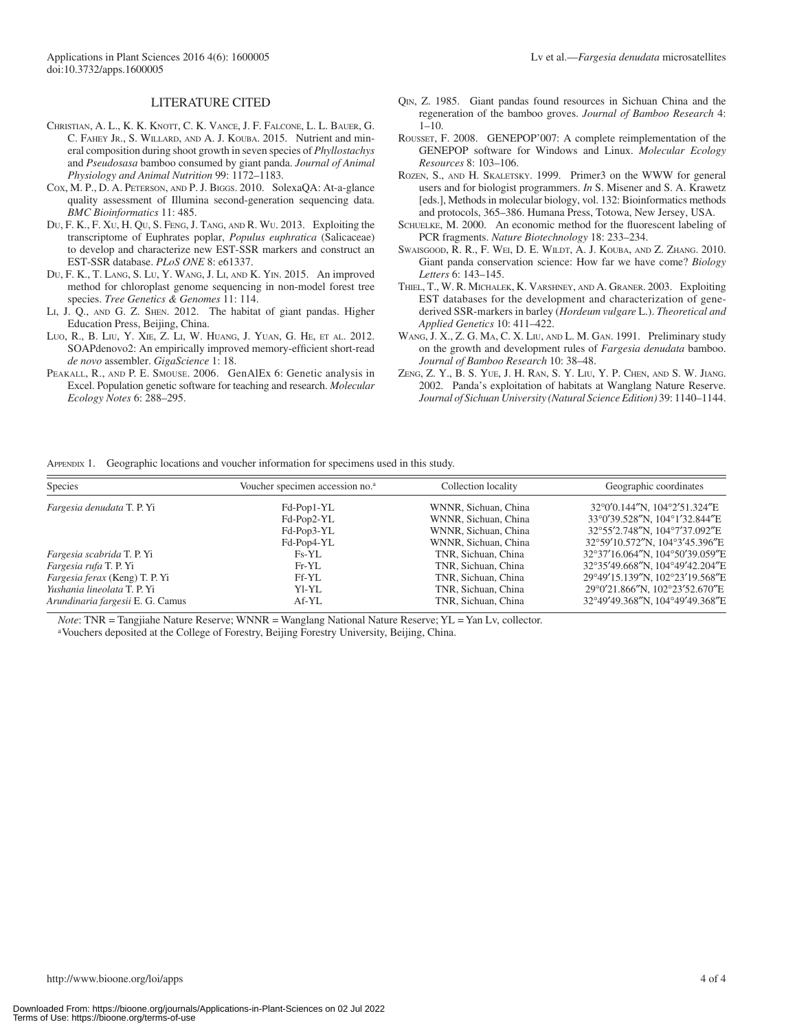## LITERATURE CITED

Christian, A. L., K. K. Knott, C. K. Vance, J. F. Falcone, L. L. Bauer, G. C. Fahey Jr., S. Willard, and A. J. Kouba. 2015. Nutrient and mineral composition during shoot growth in seven species of *Phyllostachys* and *Pseudosasa* bamboo consumed by giant panda. *Journal of Animal Physiology and Animal Nutrition* 99: 1172–1183.

Cox, M. P., D. A. Peterson, and P. J. Biggs. 2010. SolexaQA: At-a-glance quality assessment of Illumina second-generation sequencing data. *BMC Bioinformatics* 11: 485.

Du, F. K., F. Xu, H. Qu, S. Feng, J. Tang, and R. Wu. 2013. Exploiting the transcriptome of Euphrates poplar, *Populus euphratica* (Salicaceae) to develop and characterize new EST-SSR markers and construct an EST-SSR database. *PLoS ONE* 8: e61337.

Du, F. K., T. Lang, S. Lu, Y. Wang, J. Li, and K. Yin. 2015. An improved method for chloroplast genome sequencing in non-model forest tree species. *Tree Genetics & Genomes* 11: 114.

Li, J. Q., and G. Z. Shen. 2012. The habitat of giant pandas. Higher Education Press, Beijing, China.

Luo, R., B. Liu, Y. Xie, Z. Li, W. Huang, J. Yuan, G. He, et al. 2012. SOAPdenovo2: An empirically improved memory-efficient short-read *de novo* assembler. *GigaScience* 1: 18.

Peakall, R., and P. E. Smouse. 2006. GenAlEx 6: Genetic analysis in Excel. Population genetic software for teaching and research. *Molecular Ecology Notes* 6: 288–295.

Qin, Z. 1985. Giant pandas found resources in Sichuan China and the regeneration of the bamboo groves. *Journal of Bamboo Research* 4: 1–10.

Rousset, F. 2008. GENEPOP'007: A complete reimplementation of the GENEPOP software for Windows and Linux. *Molecular Ecology Resources* 8: 103–106.

Rozen, S., and H. Skaletsky. 1999. Primer3 on the WWW for general users and for biologist programmers. *In* S. Misener and S. A. Krawetz [eds.], Methods in molecular biology, vol. 132: Bioinformatics methods and protocols, 365–386. Humana Press, Totowa, New Jersey, USA.

Schuelke, M. 2000. An economic method for the fluorescent labeling of PCR fragments. *Nature Biotechnology* 18: 233–234.

Swaisgood, R. R., F. Wei, D. E. Wildt, A. J. Kouba, and Z. Zhang. 2010. Giant panda conservation science: How far we have come? *Biology Letters* 6: 143–145.

Thiel, T., W. R. Michalek, K. Varshney, and A. Graner. 2003. Exploiting EST databases for the development and characterization of gene-derived SSR-markers in barley (*Hordeum vulgare* L.). *Theoretical and Applied Genetics* 10: 411–422.

Wang, J. X., Z. G. Ma, C. X. Liu, and L. M. Gan. 1991. Preliminary study on the growth and development rules of *Fargesia denudata* bamboo. *Journal of Bamboo Research* 10: 38–48.

Zeng, Z. Y., B. S. Yue, J. H. Ran, S. Y. Liu, Y. P. Chen, and S. W. Jiang. 2002. Panda's exploitation of habitats at Wanglang Nature Reserve. *Journal of Sichuan University (Natural Science Edition)* 39: 1140–1144.

Appendix 1. Geographic locations and voucher information for specimens used in this study.

| Species | Voucher specimen accession no.[a] | Collection locality | Geographic coordinates |
|---|---|---|---|
| *Fargesia denudata* T. P. Yi | Fd-Pop1-YL | WNNR, Sichuan, China | 32°0′0.144″N, 104°2′51.324″E |
| | Fd-Pop2-YL | WNNR, Sichuan, China | 33°0′39.528″N, 104°1′32.844″E |
| | Fd-Pop3-YL | WNNR, Sichuan, China | 32°55′2.748″N, 104°7′37.092″E |
| | Fd-Pop4-YL | WNNR, Sichuan, China | 32°59′10.572″N, 104°3′45.396″E |
| *Fargesia scabrida* T. P. Yi | Fs-YL | TNR, Sichuan, China | 32°37′16.064″N, 104°50′39.059″E |
| *Fargesia rufa* T. P. Yi | Fr-YL | TNR, Sichuan, China | 32°35′49.668″N, 104°49′42.204″E |
| *Fargesia ferax* (Keng) T. P. Yi | Ff-YL | TNR, Sichuan, China | 29°49′15.139″N, 102°23′19.568″E |
| *Yushania lineolata* T. P. Yi | Yl-YL | TNR, Sichuan, China | 29°0′21.866″N, 102°23′52.670″E |
| *Arundinaria fargesii* E. G. Camus | Af-YL | TNR, Sichuan, China | 32°49′49.368″N, 104°49′49.368″E |

*Note*: TNR = Tangjiahe Nature Reserve; WNNR = Wanglang National Nature Reserve; YL = Yan Lv, collector.

[a] Vouchers deposited at the College of Forestry, Beijing Forestry University, Beijing, China.